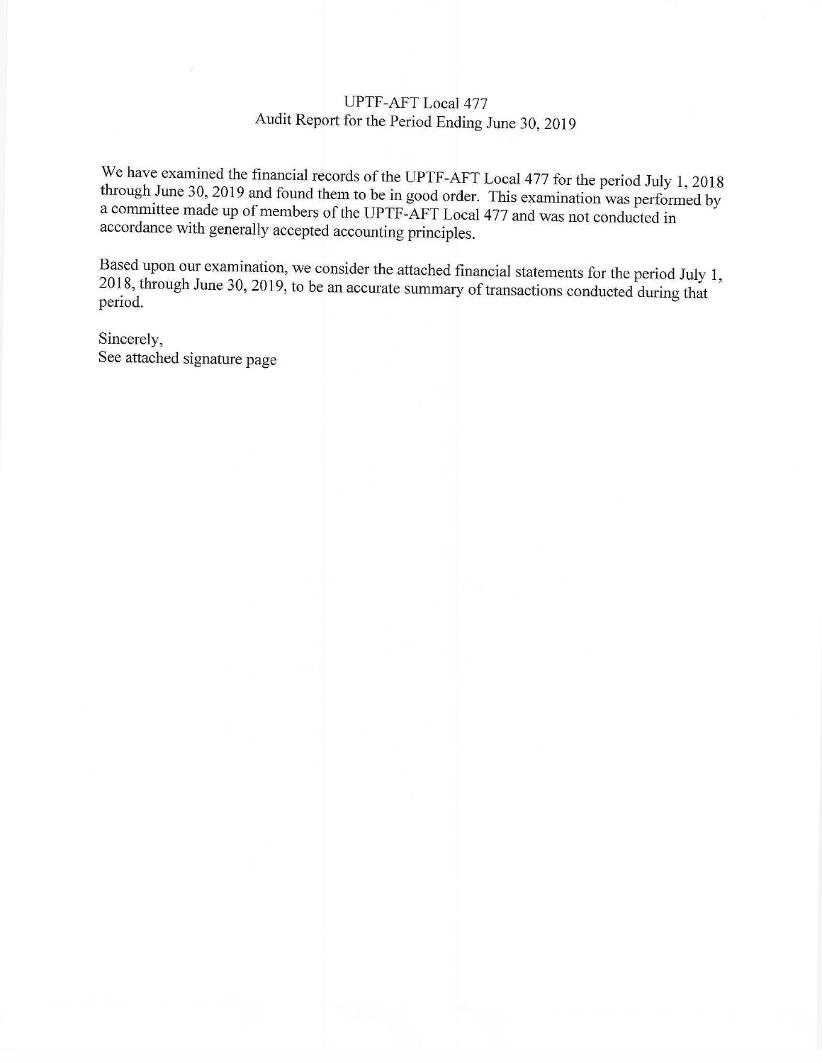# UPTF-AFT Local 477

## Audit Report for the Period Ending June 30, 2019

We have examined the financial records of the UPTF-AFT Local 477 for the period July 1, 2018 through June 30, 2019 and found them to be in good order. This examination was performed by a committee made up of members of the UPTF-AFT Local 477 and was not conducted in accordance with generally accepted accounting principles.

Based upon our examination, we consider the attached financial statements for the period July 1, 2018, through June 30, 2019, to be an accurate summary of transactions conducted during that period.

Sincerely,
See attached signature page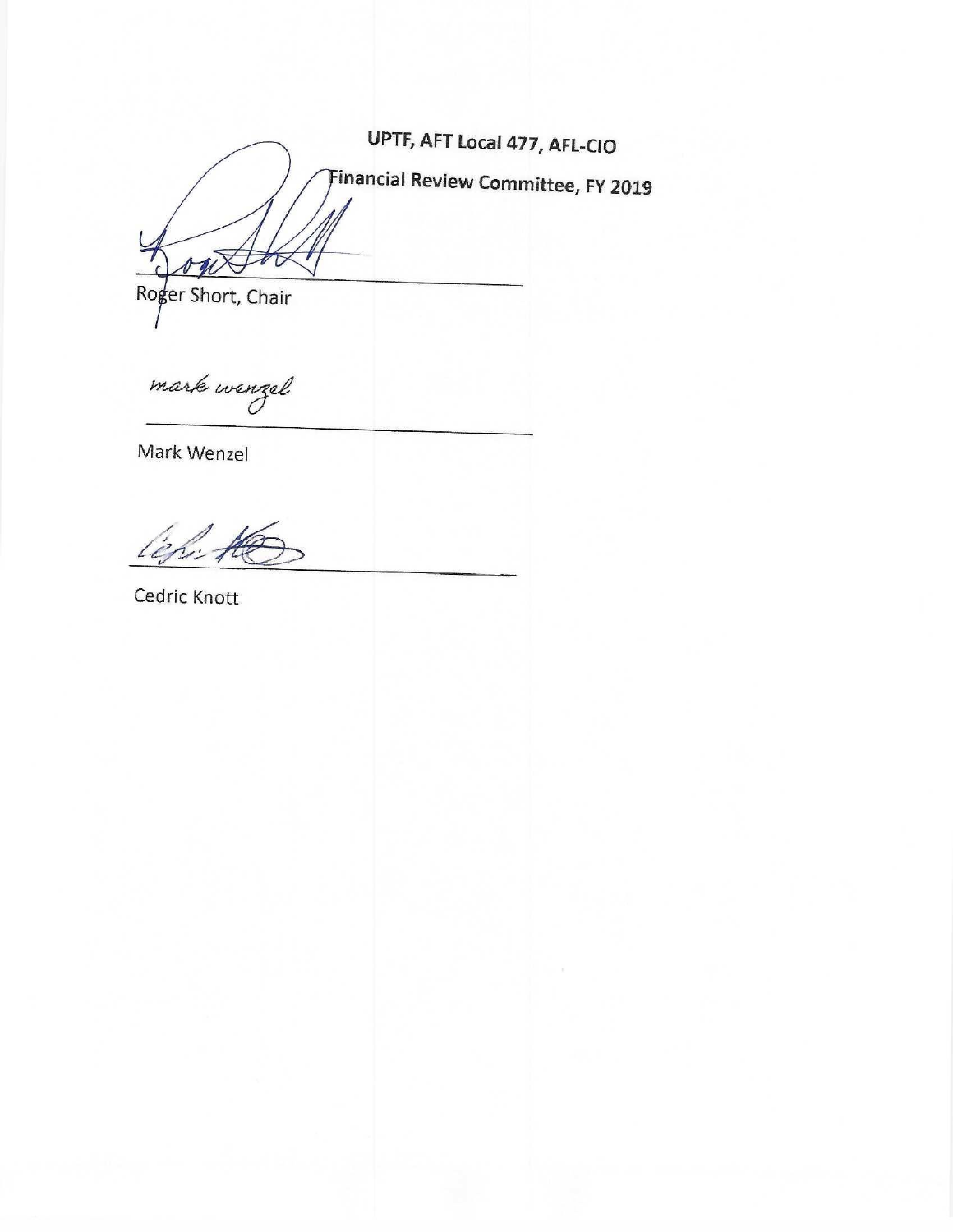**UPTF, AFT Local 477, AFL-CIO**

**Financial Review Committee, FY 2019**

Roger Short, Chair

Mark Wenzel

Cedric Knott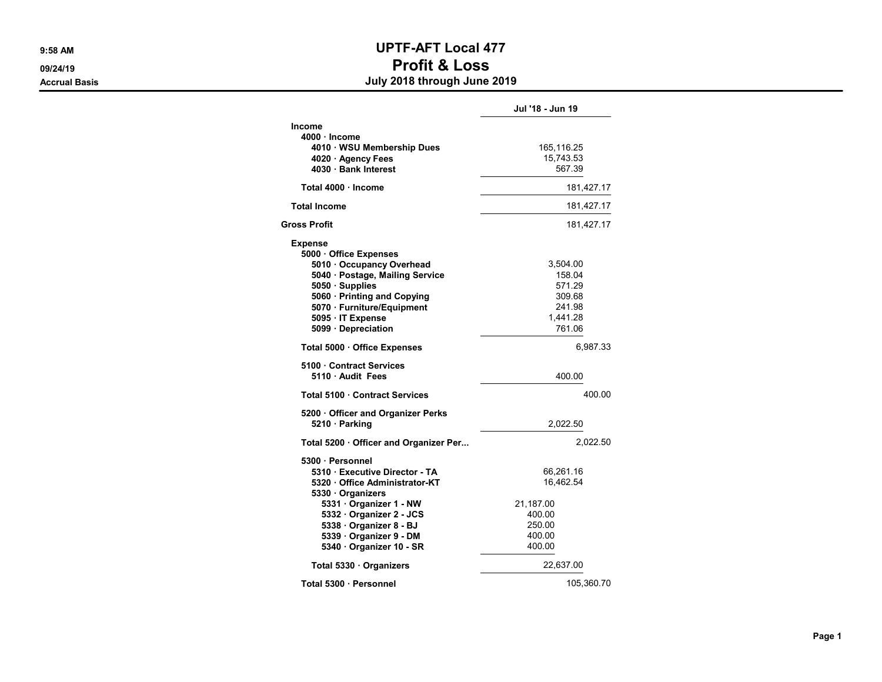# UPTF-AFT Local 477

## Profit & Loss

### July 2018 through June 2019

Accrual Basis

| | Jul '18 - Jun 19 | | |
|---|---|---|---|
| **Income** | | | |
| **4000 · Income** | | | |
| **4010 · WSU Membership Dues** | | 165,116.25 | |
| **4020 · Agency Fees** | | 15,743.53 | |
| **4030 · Bank Interest** | | 567.39 | |
| **Total 4000 · Income** | | | 181,427.17 |
| **Total Income** | | | 181,427.17 |
| **Gross Profit** | | | 181,427.17 |
| **Expense** | | | |
| **5000 · Office Expenses** | | | |
| **5010 · Occupancy Overhead** | | 3,504.00 | |
| **5040 · Postage, Mailing Service** | | 158.04 | |
| **5050 · Supplies** | | 571.29 | |
| **5060 · Printing and Copying** | | 309.68 | |
| **5070 · Furniture/Equipment** | | 241.98 | |
| **5095 · IT Expense** | | 1,441.28 | |
| **5099 · Depreciation** | | 761.06 | |
| **Total 5000 · Office Expenses** | | | 6,987.33 |
| **5100 · Contract Services** | | | |
| **5110 · Audit Fees** | | 400.00 | |
| **Total 5100 · Contract Services** | | | 400.00 |
| **5200 · Officer and Organizer Perks** | | | |
| **5210 · Parking** | | 2,022.50 | |
| **Total 5200 · Officer and Organizer Per...** | | | 2,022.50 |
| **5300 · Personnel** | | | |
| **5310 · Executive Director - TA** | | 66,261.16 | |
| **5320 · Office Administrator-KT** | | 16,462.54 | |
| **5330 · Organizers** | | | |
| **5331 · Organizer 1 - NW** | 21,187.00 | | |
| **5332 · Organizer 2 - JCS** | 400.00 | | |
| **5338 · Organizer 8 - BJ** | 250.00 | | |
| **5339 · Organizer 9 - DM** | 400.00 | | |
| **5340 · Organizer 10 - SR** | 400.00 | | |
| **Total 5330 · Organizers** | | 22,637.00 | |
| **Total 5300 · Personnel** | | | 105,360.70 |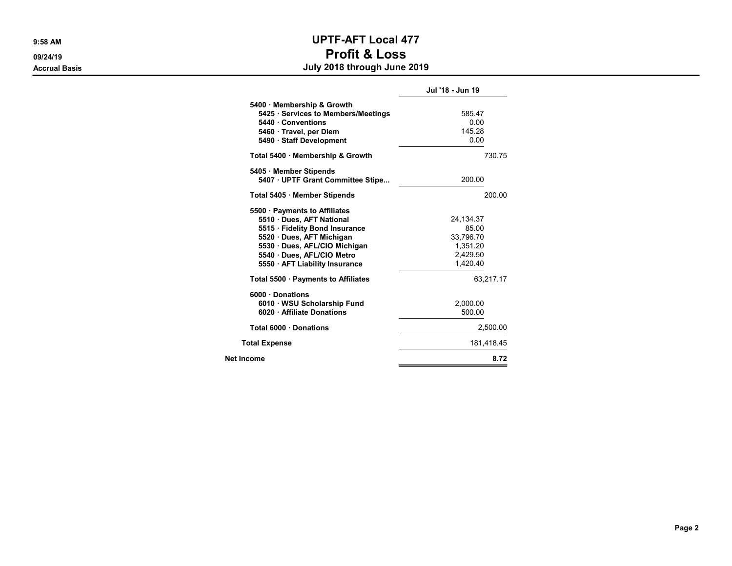# UPTF-AFT Local 477
## Profit & Loss
### July 2018 through June 2019

9:58 AM
09/24/19
Accrual Basis

| | Jul '18 - Jun 19 | |
|---|---|---|
| **5400 · Membership & Growth** | | |
| **5425 · Services to Members/Meetings** | 585.47 | |
| **5440 · Conventions** | 0.00 | |
| **5460 · Travel, per Diem** | 145.28 | |
| **5490 · Staff Development** | 0.00 | |
| **Total 5400 · Membership & Growth** | | 730.75 |
| **5405 · Member Stipends** | | |
| **5407 · UPTF Grant Committee Stipe...** | 200.00 | |
| **Total 5405 · Member Stipends** | | 200.00 |
| **5500 · Payments to Affiliates** | | |
| **5510 · Dues, AFT National** | 24,134.37 | |
| **5515 · Fidelity Bond Insurance** | 85.00 | |
| **5520 · Dues, AFT Michigan** | 33,796.70 | |
| **5530 · Dues, AFL/CIO Michigan** | 1,351.20 | |
| **5540 · Dues, AFL/CIO Metro** | 2,429.50 | |
| **5550 · AFT Liability Insurance** | 1,420.40 | |
| **Total 5500 · Payments to Affiliates** | | 63,217.17 |
| **6000 · Donations** | | |
| **6010 · WSU Scholarship Fund** | 2,000.00 | |
| **6020 · Affiliate Donations** | 500.00 | |
| **Total 6000 · Donations** | | 2,500.00 |
| **Total Expense** | | 181,418.45 |
| **Net Income** | | **8.72** |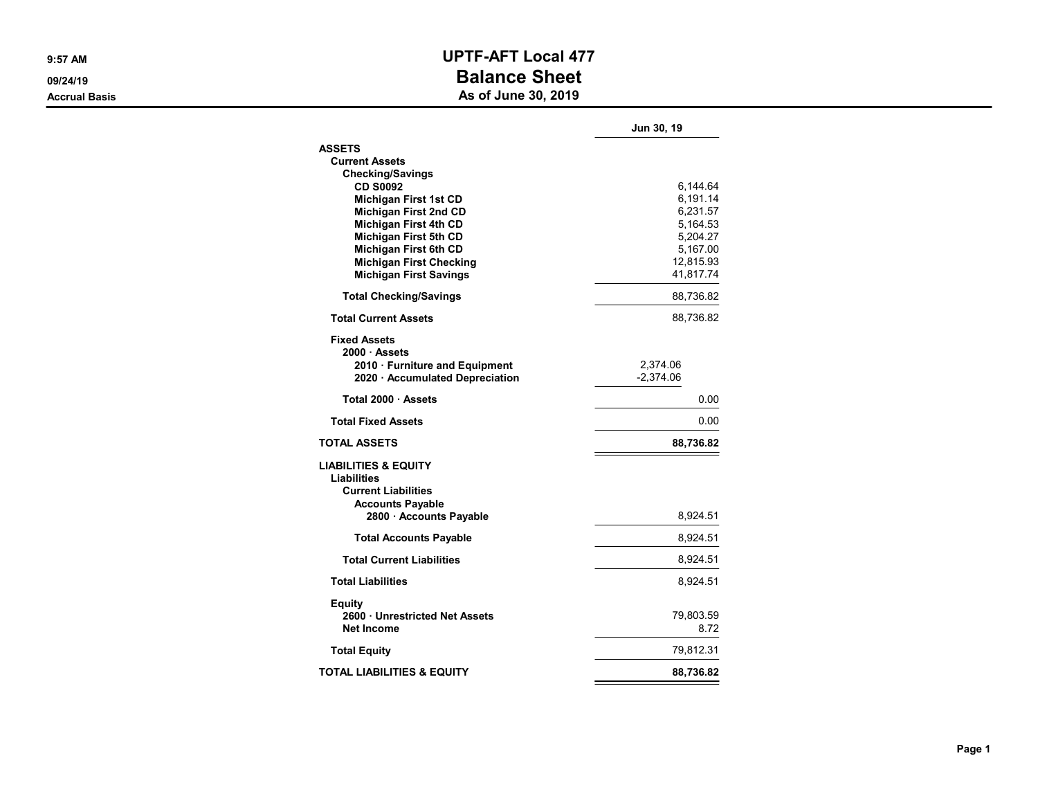# UPTF-AFT Local 477

## Balance Sheet

### As of June 30, 2019

9:57 AM
09/24/19
Accrual Basis

| | | Jun 30, 19 |
|---|---|---|
| **ASSETS** | | |
| **Current Assets** | | |
| **Checking/Savings** | | |
| **CD S0092** | | 6,144.64 |
| **Michigan First 1st CD** | | 6,191.14 |
| **Michigan First 2nd CD** | | 6,231.57 |
| **Michigan First 4th CD** | | 5,164.53 |
| **Michigan First 5th CD** | | 5,204.27 |
| **Michigan First 6th CD** | | 5,167.00 |
| **Michigan First Checking** | | 12,815.93 |
| **Michigan First Savings** | | 41,817.74 |
| **Total Checking/Savings** | | 88,736.82 |
| **Total Current Assets** | | 88,736.82 |
| **Fixed Assets** | | |
| **2000 · Assets** | | |
| **2010 · Furniture and Equipment** | 2,374.06 | |
| **2020 · Accumulated Depreciation** | -2,374.06 | |
| **Total 2000 · Assets** | | 0.00 |
| **Total Fixed Assets** | | 0.00 |
| **TOTAL ASSETS** | | **88,736.82** |
| **LIABILITIES & EQUITY** | | |
| **Liabilities** | | |
| **Current Liabilities** | | |
| **Accounts Payable** | | |
| **2800 · Accounts Payable** | | 8,924.51 |
| **Total Accounts Payable** | | 8,924.51 |
| **Total Current Liabilities** | | 8,924.51 |
| **Total Liabilities** | | 8,924.51 |
| **Equity** | | |
| **2600 · Unrestricted Net Assets** | | 79,803.59 |
| **Net Income** | | 8.72 |
| **Total Equity** | | 79,812.31 |
| **TOTAL LIABILITIES & EQUITY** | | **88,736.82** |